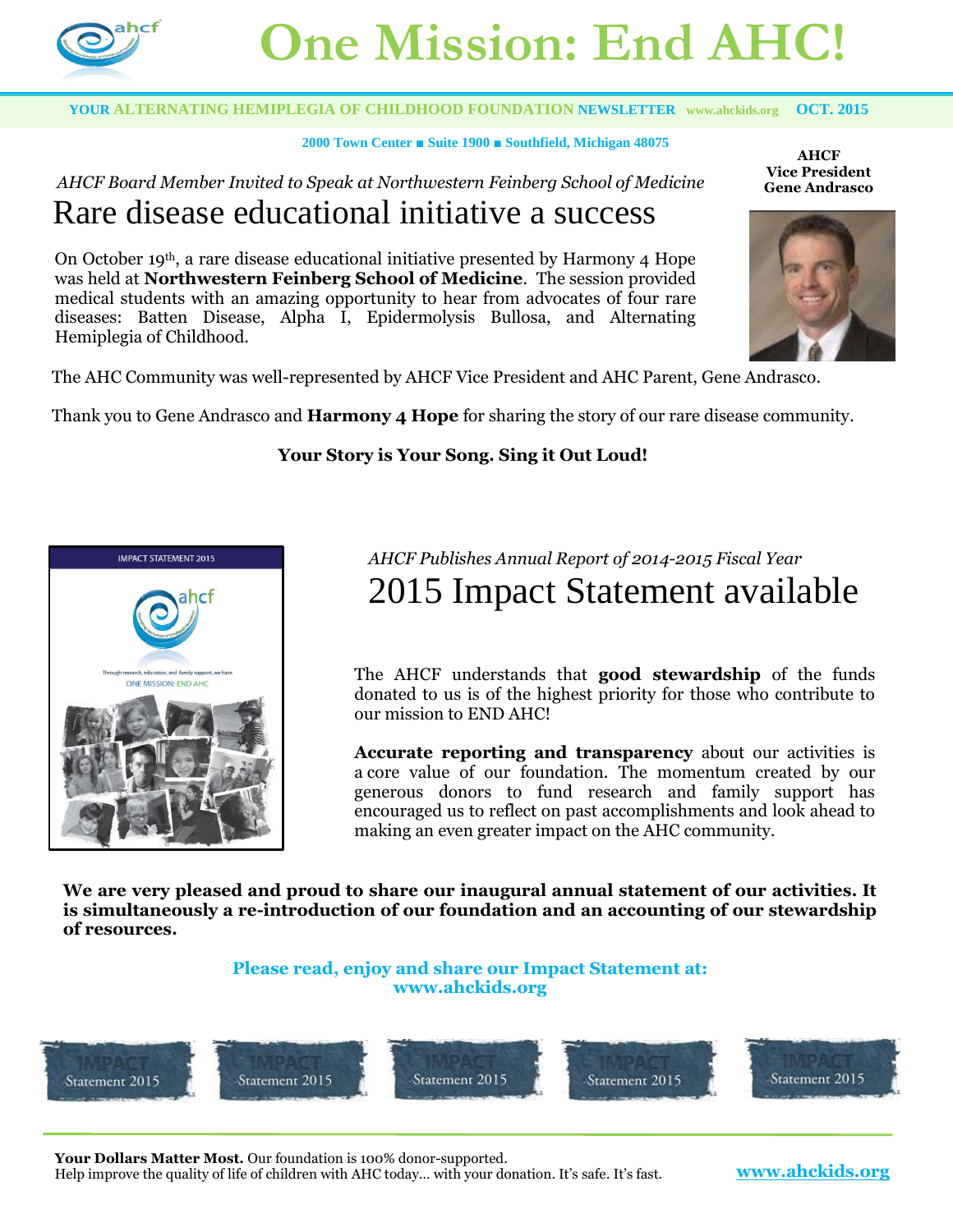# One Mission: End AHC!

**YOUR ALTERNATING HEMIPLEGIA OF CHILDHOOD FOUNDATION NEWSLETTER** www.ahckids.org **OCT. 2015**

**2000 Town Center ■ Suite 1900 ■ Southfield, Michigan 48075**

*AHCF Board Member Invited to Speak at Northwestern Feinberg School of Medicine*

## Rare disease educational initiative a success

**AHCF Vice President Gene Andrasco**

On October 19th, a rare disease educational initiative presented by Harmony 4 Hope was held at **Northwestern Feinberg School of Medicine**. The session provided medical students with an amazing opportunity to hear from advocates of four rare diseases: Batten Disease, Alpha I, Epidermolysis Bullosa, and Alternating Hemiplegia of Childhood.

The AHC Community was well-represented by AHCF Vice President and AHC Parent, Gene Andrasco.

Thank you to Gene Andrasco and **Harmony 4 Hope** for sharing the story of our rare disease community.

**Your Story is Your Song. Sing it Out Loud!**

*AHCF Publishes Annual Report of 2014-2015 Fiscal Year*

## 2015 Impact Statement available

The AHCF understands that **good stewardship** of the funds donated to us is of the highest priority for those who contribute to our mission to END AHC!

**Accurate reporting and transparency** about our activities is a core value of our foundation. The momentum created by our generous donors to fund research and family support has encouraged us to reflect on past accomplishments and look ahead to making an even greater impact on the AHC community.

**We are very pleased and proud to share our inaugural annual statement of our activities. It is simultaneously a re-introduction of our foundation and an accounting of our stewardship of resources.**

**Please read, enjoy and share our Impact Statement at: www.ahckids.org**

IMPACT Statement 2015

**Your Dollars Matter Most.** Our foundation is 100% donor-supported.
Help improve the quality of life of children with AHC today… with your donation. It's safe. It's fast. **www.ahckids.org**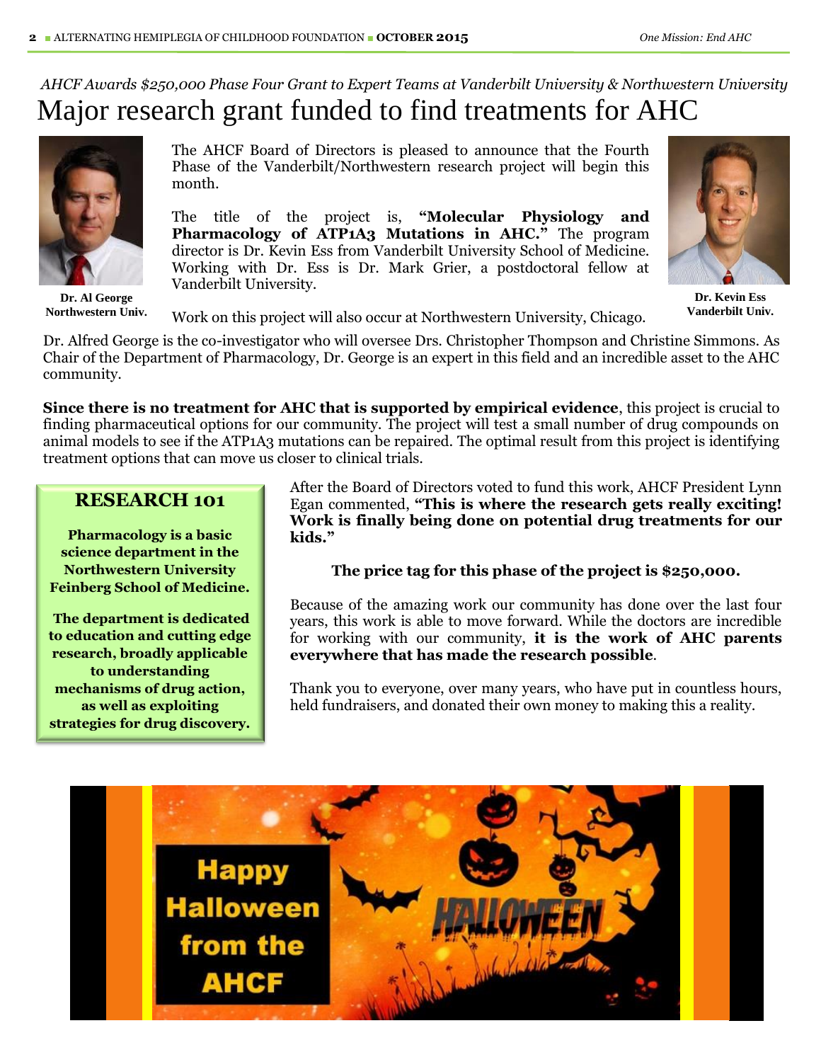*AHCF Awards $250,000 Phase Four Grant to Expert Teams at Vanderbilt University & Northwestern University*

# Major research grant funded to find treatments for AHC

**Dr. Al George**
**Northwestern Univ.**

**Dr. Kevin Ess**
**Vanderbilt Univ.**

The AHCF Board of Directors is pleased to announce that the Fourth Phase of the Vanderbilt/Northwestern research project will begin this month.

The title of the project is, **"Molecular Physiology and Pharmacology of ATP1A3 Mutations in AHC."** The program director is Dr. Kevin Ess from Vanderbilt University School of Medicine. Working with Dr. Ess is Dr. Mark Grier, a postdoctoral fellow at Vanderbilt University.

Work on this project will also occur at Northwestern University, Chicago.

Dr. Alfred George is the co-investigator who will oversee Drs. Christopher Thompson and Christine Simmons. As Chair of the Department of Pharmacology, Dr. George is an expert in this field and an incredible asset to the AHC community.

**Since there is no treatment for AHC that is supported by empirical evidence**, this project is crucial to finding pharmaceutical options for our community. The project will test a small number of drug compounds on animal models to see if the ATP1A3 mutations can be repaired. The optimal result from this project is identifying treatment options that can move us closer to clinical trials.

## RESEARCH 101

**Pharmacology is a basic science department in the Northwestern University Feinberg School of Medicine.**

**The department is dedicated to education and cutting edge research, broadly applicable to understanding mechanisms of drug action, as well as exploiting strategies for drug discovery.**

After the Board of Directors voted to fund this work, AHCF President Lynn Egan commented, **"This is where the research gets really exciting! Work is finally being done on potential drug treatments for our kids."**

**The price tag for this phase of the project is $250,000.**

Because of the amazing work our community has done over the last four years, this work is able to move forward. While the doctors are incredible for working with our community, **it is the work of AHC parents everywhere that has made the research possible**.

Thank you to everyone, over many years, who have put in countless hours, held fundraisers, and donated their own money to making this a reality.

Happy Halloween from the AHCF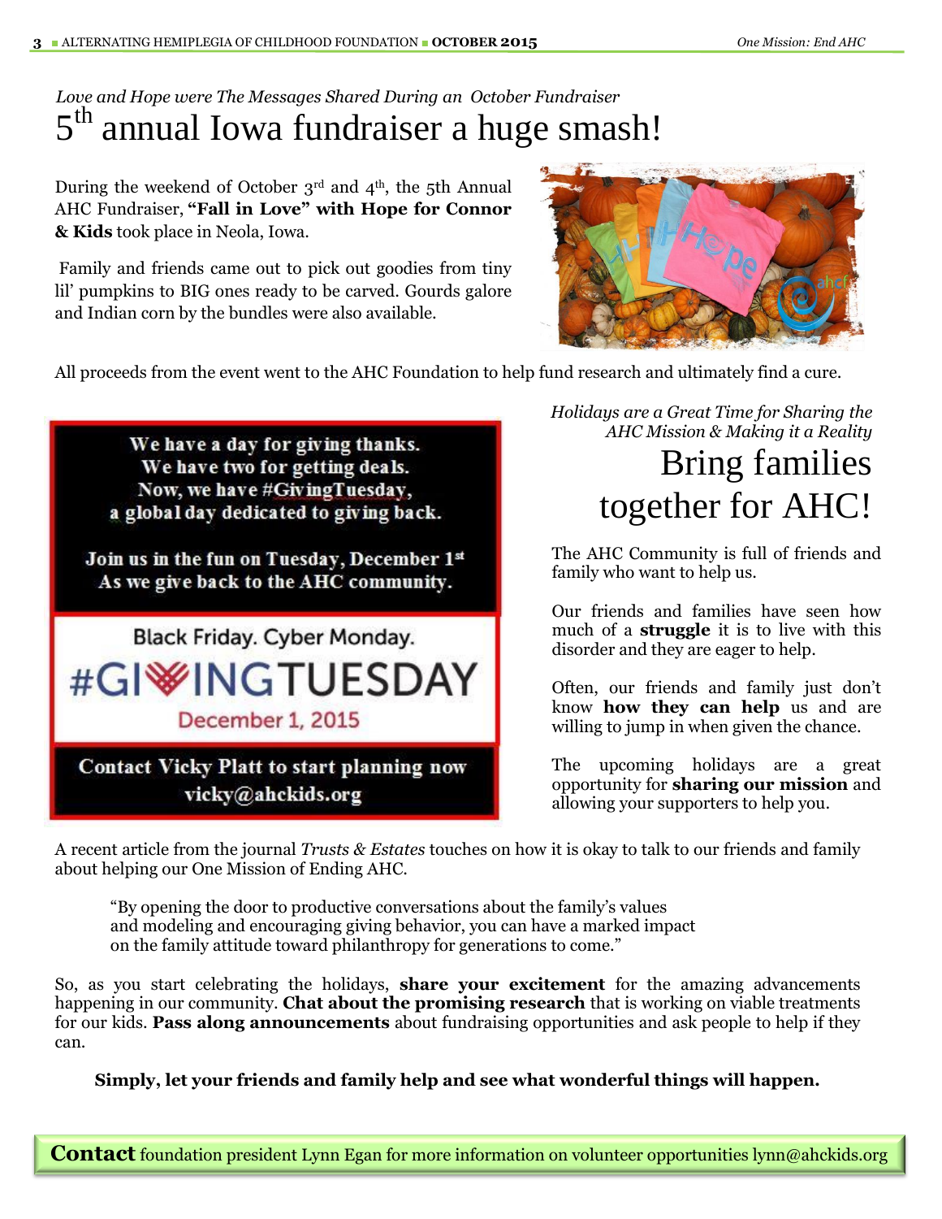*Love and Hope were The Messages Shared During an October Fundraiser*

# 5th annual Iowa fundraiser a huge smash!

During the weekend of October 3rd and 4th, the 5th Annual AHC Fundraiser, **"Fall in Love" with Hope for Connor & Kids** took place in Neola, Iowa.

Family and friends came out to pick out goodies from tiny lil' pumpkins to BIG ones ready to be carved. Gourds galore and Indian corn by the bundles were also available.

All proceeds from the event went to the AHC Foundation to help fund research and ultimately find a cure.

We have a day for giving thanks.
We have two for getting deals.
Now, we have #GivingTuesday,
a global day dedicated to giving back.

Join us in the fun on Tuesday, December 1st
As we give back to the AHC community.

Black Friday. Cyber Monday.
#GIVINGTUESDAY
December 1, 2015

Contact Vicky Platt to start planning now
vicky@ahckids.org

*Holidays are a Great Time for Sharing the AHC Mission & Making it a Reality*

# Bring families together for AHC!

The AHC Community is full of friends and family who want to help us.

Our friends and families have seen how much of a **struggle** it is to live with this disorder and they are eager to help.

Often, our friends and family just don't know **how they can help** us and are willing to jump in when given the chance.

The upcoming holidays are a great opportunity for **sharing our mission** and allowing your supporters to help you.

A recent article from the journal *Trusts & Estates* touches on how it is okay to talk to our friends and family about helping our One Mission of Ending AHC.

> "By opening the door to productive conversations about the family's values and modeling and encouraging giving behavior, you can have a marked impact on the family attitude toward philanthropy for generations to come."

So, as you start celebrating the holidays, **share your excitement** for the amazing advancements happening in our community. **Chat about the promising research** that is working on viable treatments for our kids. **Pass along announcements** about fundraising opportunities and ask people to help if they can.

**Simply, let your friends and family help and see what wonderful things will happen.**

**Contact** foundation president Lynn Egan for more information on volunteer opportunities lynn@ahckids.org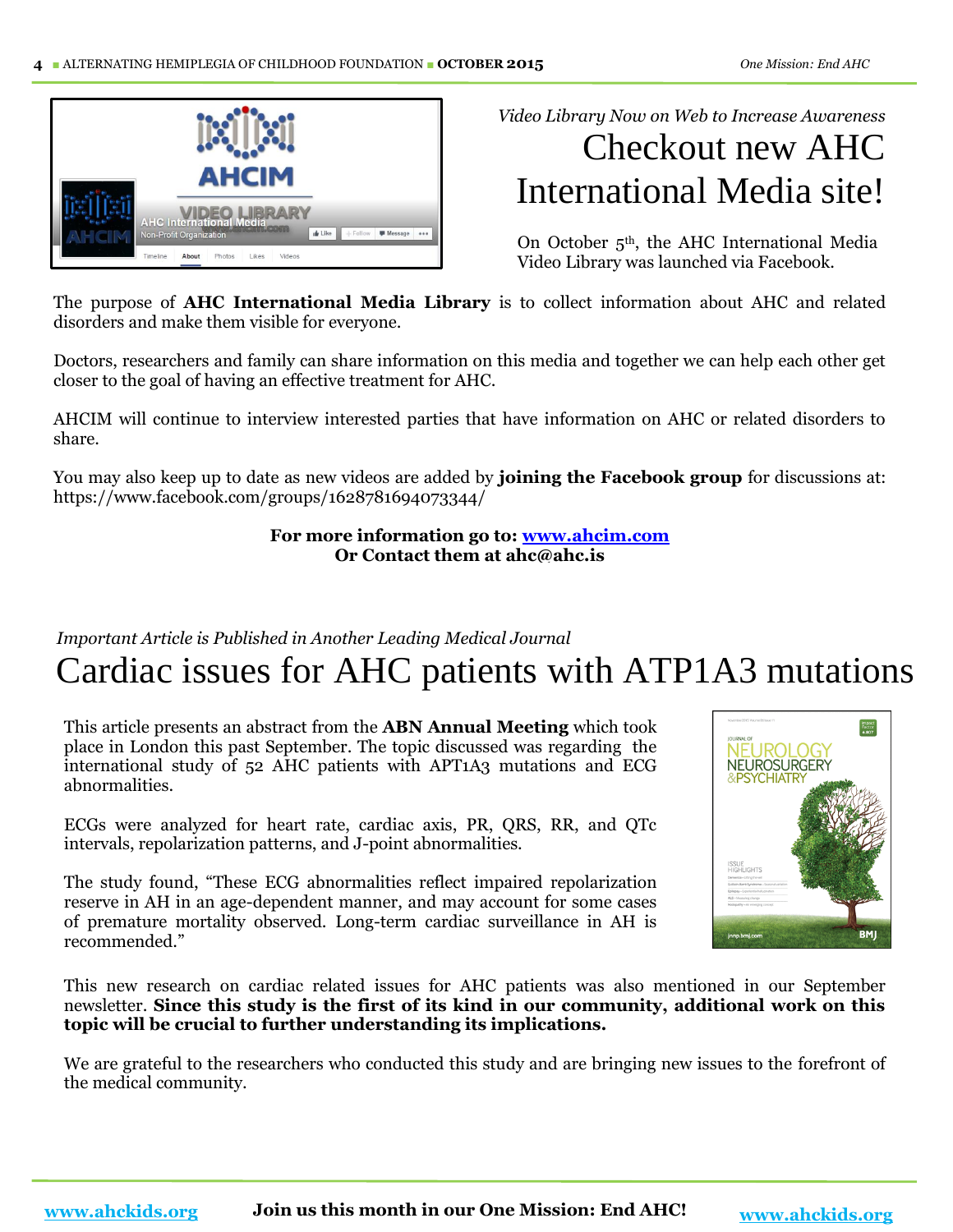*Video Library Now on Web to Increase Awareness*

# Checkout new AHC International Media site!

On October 5th, the AHC International Media Video Library was launched via Facebook.

The purpose of **AHC International Media Library** is to collect information about AHC and related disorders and make them visible for everyone.

Doctors, researchers and family can share information on this media and together we can help each other get closer to the goal of having an effective treatment for AHC.

AHCIM will continue to interview interested parties that have information on AHC or related disorders to share.

You may also keep up to date as new videos are added by **joining the Facebook group** for discussions at: https://www.facebook.com/groups/1628781694073344/

**For more information go to: [www.ahcim.com](http://www.ahcim.com)**
**Or Contact them at ahc@ahc.is**

*Important Article is Published in Another Leading Medical Journal*

# Cardiac issues for AHC patients with ATP1A3 mutations

This article presents an abstract from the **ABN Annual Meeting** which took place in London this past September. The topic discussed was regarding the international study of 52 AHC patients with APT1A3 mutations and ECG abnormalities.

ECGs were analyzed for heart rate, cardiac axis, PR, QRS, RR, and QTc intervals, repolarization patterns, and J-point abnormalities.

The study found, "These ECG abnormalities reflect impaired repolarization reserve in AH in an age-dependent manner, and may account for some cases of premature mortality observed. Long-term cardiac surveillance in AH is recommended."

This new research on cardiac related issues for AHC patients was also mentioned in our September newsletter. **Since this study is the first of its kind in our community, additional work on this topic will be crucial to further understanding its implications.**

We are grateful to the researchers who conducted this study and are bringing new issues to the forefront of the medical community.

**Join us this month in our One Mission: End AHC!**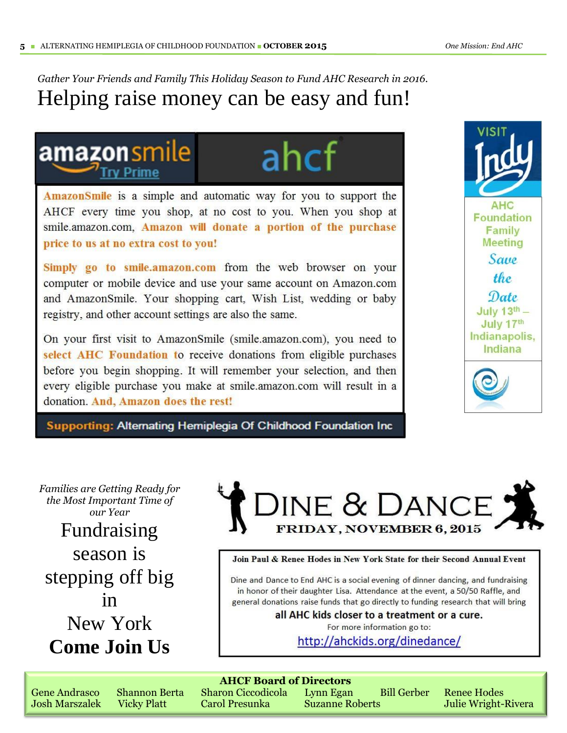*Gather Your Friends and Family This Holiday Season to Fund AHC Research in 2016.*

# Helping raise money can be easy and fun!

amazonsmile Try Prime | ahcf

**AmazonSmile** is a simple and automatic way for you to support the AHCF every time you shop, at no cost to you. When you shop at smile.amazon.com, **Amazon will donate a portion of the purchase price to us at no extra cost to you!**

**Simply go to smile.amazon.com** from the web browser on your computer or mobile device and use your same account on Amazon.com and AmazonSmile. Your shopping cart, Wish List, wedding or baby registry, and other account settings are also the same.

On your first visit to AmazonSmile (smile.amazon.com), you need to **select AHC Foundation** to receive donations from eligible purchases before you begin shopping. It will remember your selection, and then every eligible purchase you make at smile.amazon.com will result in a donation. **And, Amazon does the rest!**

**Supporting:** Alternating Hemiplegia Of Childhood Foundation Inc

VISIT Indy

AHC Foundation Family Meeting

*Save the Date*

July 13th – July 17th

Indianapolis, Indiana

*Families are Getting Ready for the Most Important Time of our Year*

## Fundraising season is stepping off big in New York

## **Come Join Us**

# DINE & DANCE

**FRIDAY, NOVEMBER 6, 2015**

**Join Paul & Renee Hodes in New York State for their Second Annual Event**

Dine and Dance to End AHC is a social evening of dinner dancing, and fundraising in honor of their daughter Lisa. Attendance at the event, a 50/50 Raffle, and general donations raise funds that go directly to funding research that will bring

**all AHC kids closer to a treatment or a cure.**

For more information go to:

http://ahckids.org/dinedance/

**AHCF Board of Directors**

Gene Andrasco, Shannon Berta, Sharon Ciccodicola, Lynn Egan, Bill Gerber, Renee Hodes, Josh Marszalek, Vicky Platt, Carol Presunka, Suzanne Roberts, Julie Wright-Rivera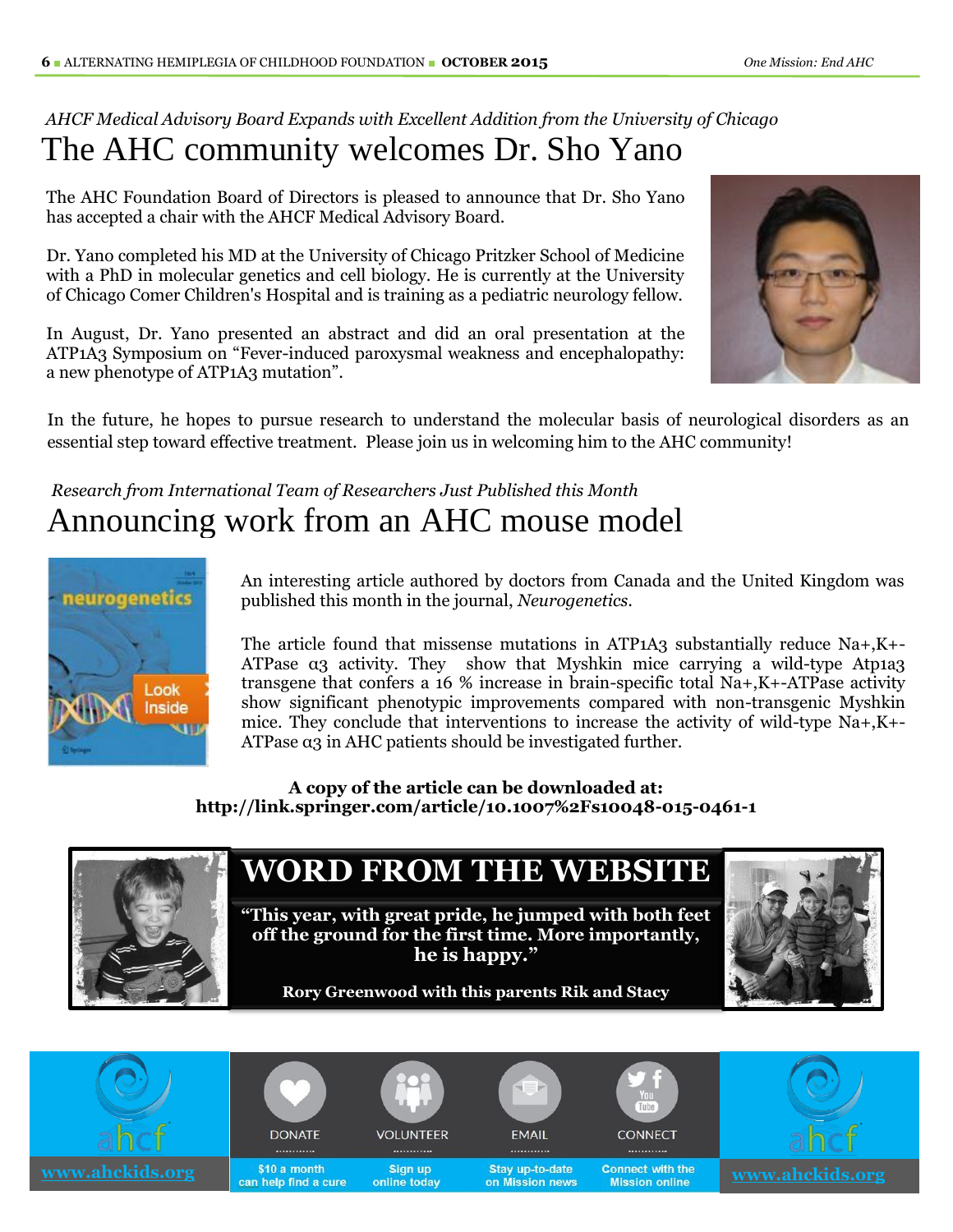*AHCF Medical Advisory Board Expands with Excellent Addition from the University of Chicago*

# The AHC community welcomes Dr. Sho Yano

The AHC Foundation Board of Directors is pleased to announce that Dr. Sho Yano has accepted a chair with the AHCF Medical Advisory Board.

Dr. Yano completed his MD at the University of Chicago Pritzker School of Medicine with a PhD in molecular genetics and cell biology. He is currently at the University of Chicago Comer Children's Hospital and is training as a pediatric neurology fellow.

In August, Dr. Yano presented an abstract and did an oral presentation at the ATP1A3 Symposium on "Fever-induced paroxysmal weakness and encephalopathy: a new phenotype of ATP1A3 mutation".

In the future, he hopes to pursue research to understand the molecular basis of neurological disorders as an essential step toward effective treatment. Please join us in welcoming him to the AHC community!

*Research from International Team of Researchers Just Published this Month*

# Announcing work from an AHC mouse model

An interesting article authored by doctors from Canada and the United Kingdom was published this month in the journal, *Neurogenetics*.

The article found that missense mutations in ATP1A3 substantially reduce Na+,K+-ATPase α3 activity. They show that Myshkin mice carrying a wild-type Atp1a3 transgene that confers a 16 % increase in brain-specific total Na+,K+-ATPase activity show significant phenotypic improvements compared with non-transgenic Myshkin mice. They conclude that interventions to increase the activity of wild-type Na+,K+-ATPase α3 in AHC patients should be investigated further.

**A copy of the article can be downloaded at:**
**http://link.springer.com/article/10.1007%2Fs10048-015-0461-1**

## WORD FROM THE WEBSITE

**"This year, with great pride, he jumped with both feet off the ground for the first time. More importantly, he is happy."**

**Rory Greenwood with this parents Rik and Stacy**

www.ahckids.org

DONATE — $10 a month can help find a cure

VOLUNTEER — Sign up online today

EMAIL — Stay up-to-date on Mission news

CONNECT — Connect with the Mission online

www.ahckids.org